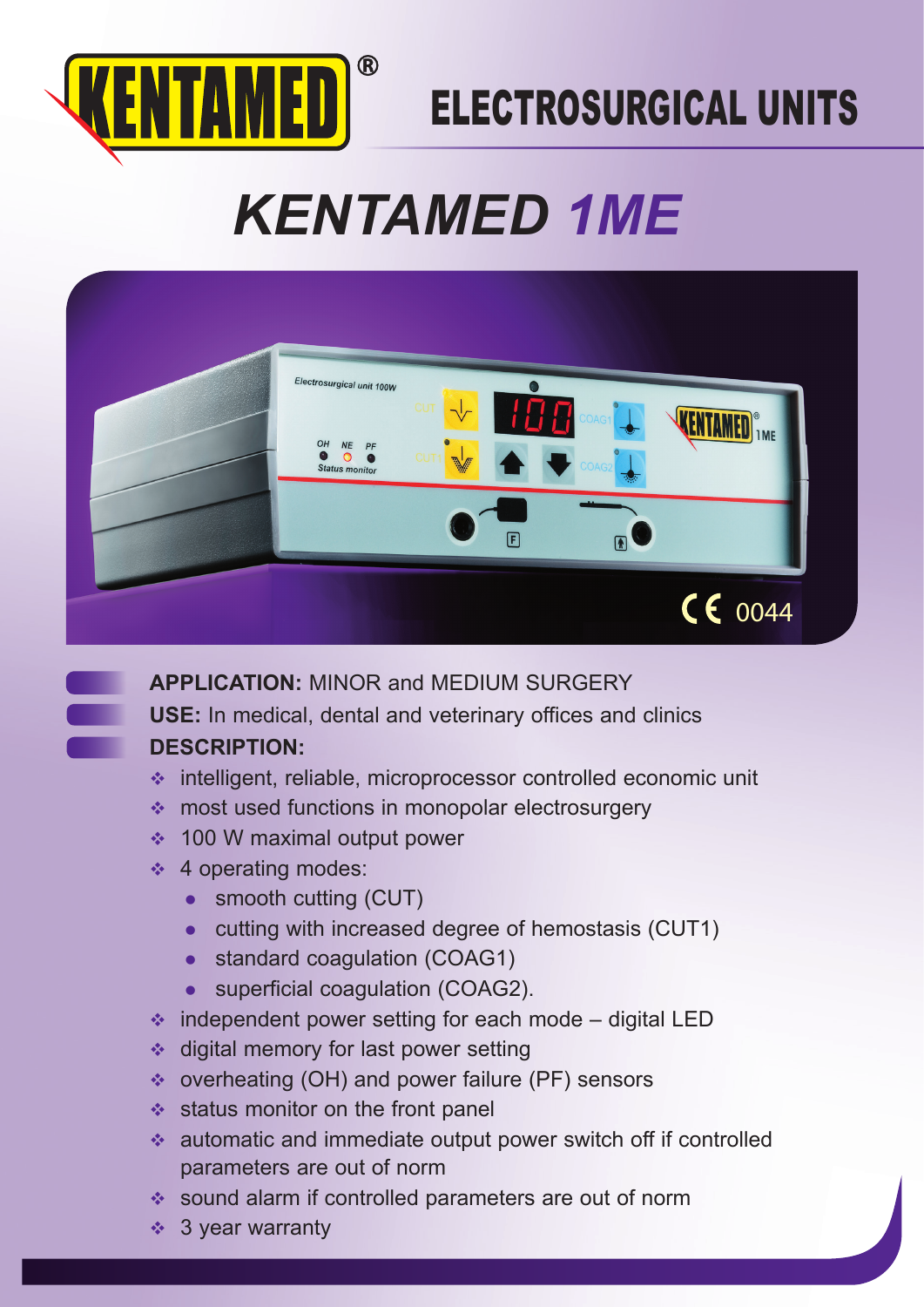KENTAMED®

# ELECTROSURGICAL UNITS

# KENTAMED 1ME

CE 0044

**APPLICATION:** MINOR and MEDIUM SURGERY

**USE:** In medical, dental and veterinary offices and clinics

**DESCRIPTION:**

- intelligent, reliable, microprocessor controlled economic unit
- most used functions in monopolar electrosurgery
- 100 W maximal output power
- 4 operating modes:
  - smooth cutting (CUT)
  - cutting with increased degree of hemostasis (CUT1)
  - standard coagulation (COAG1)
  - superficial coagulation (COAG2).
- independent power setting for each mode – digital LED
- digital memory for last power setting
- overheating (OH) and power failure (PF) sensors
- status monitor on the front panel
- automatic and immediate output power switch off if controlled parameters are out of norm
- sound alarm if controlled parameters are out of norm
- 3 year warranty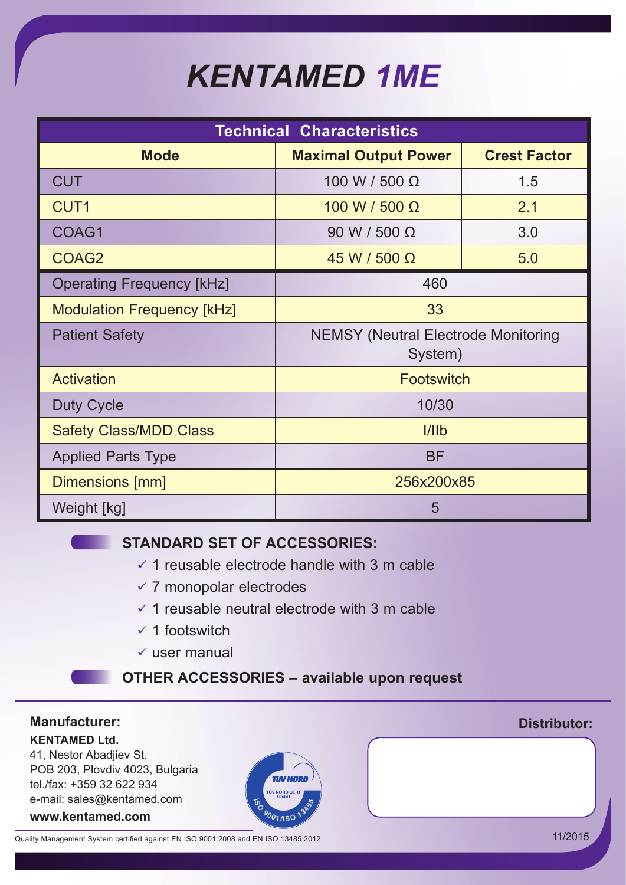# KENTAMED 1ME

| Technical Characteristics | | |
|---|---|---|
| **Mode** | **Maximal Output Power** | **Crest Factor** |
| CUT | 100 W / 500 Ω | 1.5 |
| CUT1 | 100 W / 500 Ω | 2.1 |
| COAG1 | 90 W / 500 Ω | 3.0 |
| COAG2 | 45 W / 500 Ω | 5.0 |
| Operating Frequency [kHz] | 460 | |
| Modulation Frequency [kHz] | 33 | |
| Patient Safety | NEMSY (Neutral Electrode Monitoring System) | |
| Activation | Footswitch | |
| Duty Cycle | 10/30 | |
| Safety Class/MDD Class | I/IIb | |
| Applied Parts Type | BF | |
| Dimensions [mm] | 256x200x85 | |
| Weight [kg] | 5 | |

## STANDARD SET OF ACCESSORIES:

- ✓ 1 reusable electrode handle with 3 m cable
- ✓ 7 monopolar electrodes
- ✓ 1 reusable neutral electrode with 3 m cable
- ✓ 1 footswitch
- ✓ user manual

## OTHER ACCESSORIES – available upon request

**Manufacturer:**

**KENTAMED Ltd.**
41, Nestor Abadjiev St.
POB 203, Plovdiv 4023, Bulgaria
tel./fax: +359 32 622 934
e-mail: sales@kentamed.com
**www.kentamed.com**

TÜV NORD
TÜV NORD CERT GmbH
ISO 9001/ISO 13485

**Distributor:**

Quality Management System certified against EN ISO 9001:2008 and EN ISO 13485:2012

11/2015